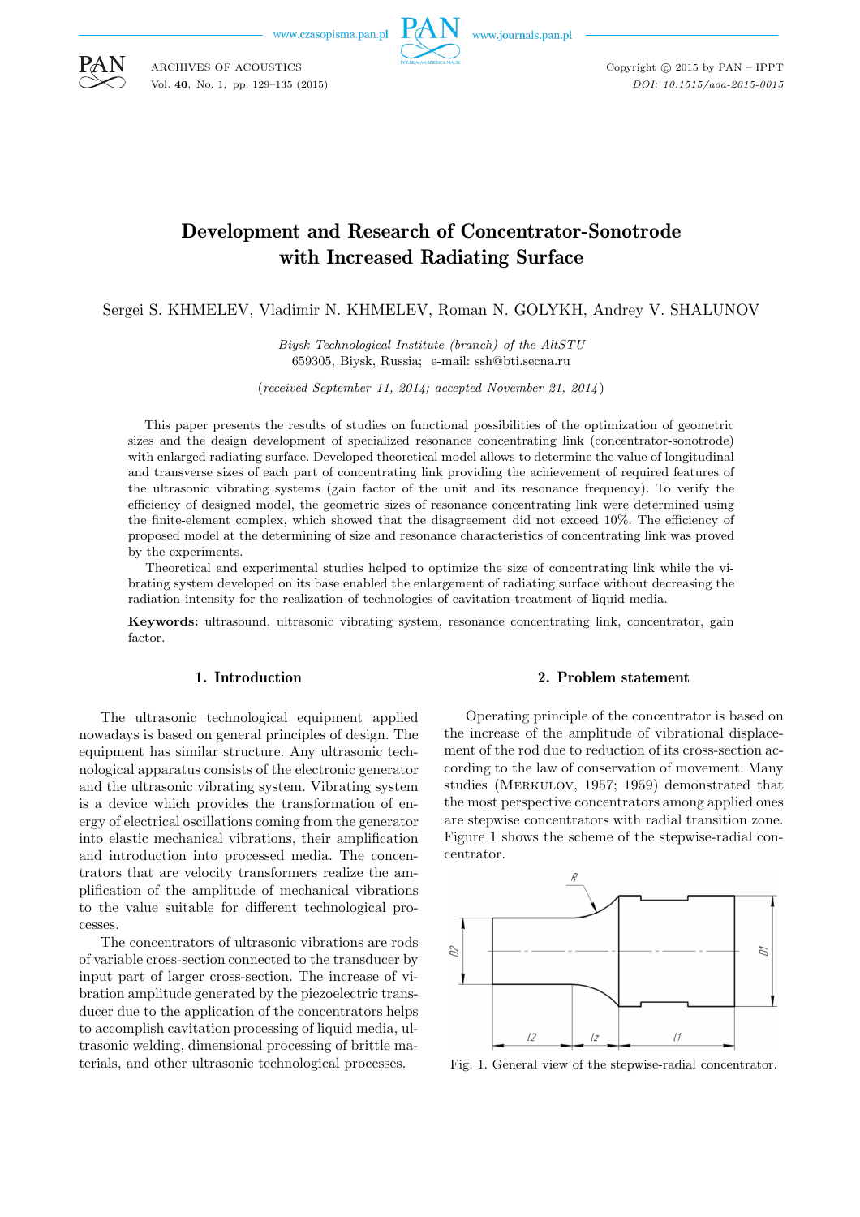# Development and Research of Concentrator-Sonotrode with Increased Radiating Surface

Sergei S. KHMELEV, Vladimir N. KHMELEV, Roman N. GOLYKH, Andrey V. SHALUNOV

*Biysk Technological Institute (branch) of the AltSTU*
659305, Biysk, Russia; e-mail: ssh@bti.secna.ru

(*received September 11, 2014; accepted November 21, 2014*)

This paper presents the results of studies on functional possibilities of the optimization of geometric sizes and the design development of specialized resonance concentrating link (concentrator-sonotrode) with enlarged radiating surface. Developed theoretical model allows to determine the value of longitudinal and transverse sizes of each part of concentrating link providing the achievement of required features of the ultrasonic vibrating systems (gain factor of the unit and its resonance frequency). To verify the efficiency of designed model, the geometric sizes of resonance concentrating link were determined using the finite-element complex, which showed that the disagreement did not exceed 10%. The efficiency of proposed model at the determining of size and resonance characteristics of concentrating link was proved by the experiments.

Theoretical and experimental studies helped to optimize the size of concentrating link while the vibrating system developed on its base enabled the enlargement of radiating surface without decreasing the radiation intensity for the realization of technologies of cavitation treatment of liquid media.

**Keywords:** ultrasound, ultrasonic vibrating system, resonance concentrating link, concentrator, gain factor.

## 1. Introduction

The ultrasonic technological equipment applied nowadays is based on general principles of design. The equipment has similar structure. Any ultrasonic technological apparatus consists of the electronic generator and the ultrasonic vibrating system. Vibrating system is a device which provides the transformation of energy of electrical oscillations coming from the generator into elastic mechanical vibrations, their amplification and introduction into processed media. The concentrators that are velocity transformers realize the amplification of the amplitude of mechanical vibrations to the value suitable for different technological processes.

The concentrators of ultrasonic vibrations are rods of variable cross-section connected to the transducer by input part of larger cross-section. The increase of vibration amplitude generated by the piezoelectric transducer due to the application of the concentrators helps to accomplish cavitation processing of liquid media, ultrasonic welding, dimensional processing of brittle materials, and other ultrasonic technological processes.

## 2. Problem statement

Operating principle of the concentrator is based on the increase of the amplitude of vibrational displacement of the rod due to reduction of its cross-section according to the law of conservation of movement. Many studies (Merkulov, 1957; 1959) demonstrated that the most perspective concentrators among applied ones are stepwise concentrators with radial transition zone. Figure 1 shows the scheme of the stepwise-radial concentrator.

Fig. 1. General view of the stepwise-radial concentrator.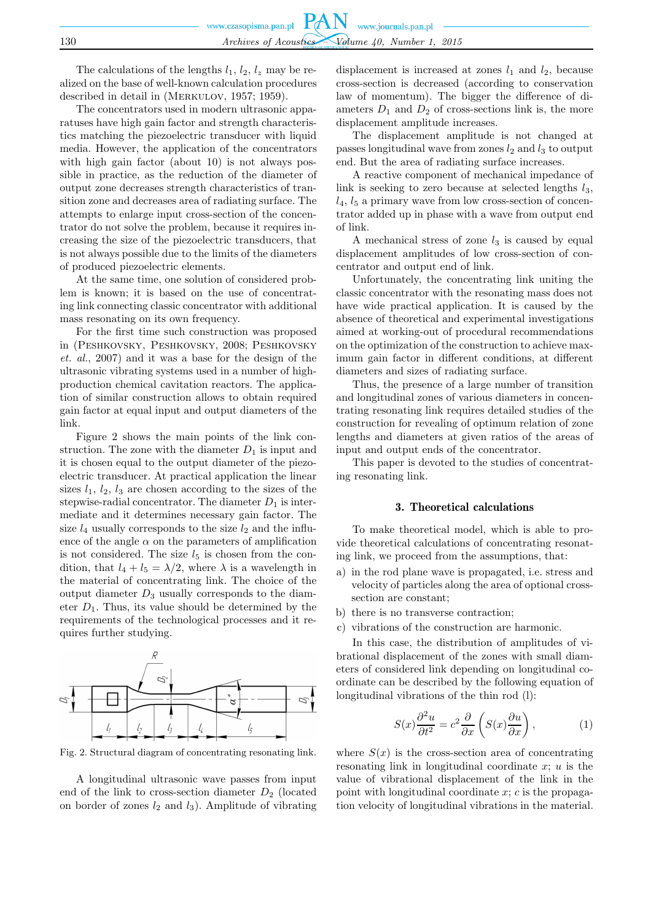The calculations of the lengths $l_1$, $l_2$, $l_z$ may be realized on the base of well-known calculation procedures described in detail in (Merkulov, 1957; 1959).

The concentrators used in modern ultrasonic apparatuses have high gain factor and strength characteristics matching the piezoelectric transducer with liquid media. However, the application of the concentrators with high gain factor (about 10) is not always possible in practice, as the reduction of the diameter of output zone decreases strength characteristics of transition zone and decreases area of radiating surface. The attempts to enlarge input cross-section of the concentrator do not solve the problem, because it requires increasing the size of the piezoelectric transducers, that is not always possible due to the limits of the diameters of produced piezoelectric elements.

At the same time, one solution of considered problem is known; it is based on the use of concentrating link connecting classic concentrator with additional mass resonating on its own frequency.

For the first time such construction was proposed in (Peshkovsky, Peshkovsky, 2008; Peshkovsky *et. al.*, 2007) and it was a base for the design of the ultrasonic vibrating systems used in a number of high-production chemical cavitation reactors. The application of similar construction allows to obtain required gain factor at equal input and output diameters of the link.

Figure 2 shows the main points of the link construction. The zone with the diameter $D_1$ is input and it is chosen equal to the output diameter of the piezoelectric transducer. At practical application the linear sizes $l_1$, $l_2$, $l_3$ are chosen according to the sizes of the stepwise-radial concentrator. The diameter $D_1$ is intermediate and it determines necessary gain factor. The size $l_4$ usually corresponds to the size $l_2$ and the influence of the angle $\alpha$ on the parameters of amplification is not considered. The size $l_5$ is chosen from the condition, that $l_4 + l_5 = \lambda/2$, where $\lambda$ is a wavelength in the material of concentrating link. The choice of the output diameter $D_3$ usually corresponds to the diameter $D_1$. Thus, its value should be determined by the requirements of the technological processes and it requires further studying.

Fig. 2. Structural diagram of concentrating resonating link.

A longitudinal ultrasonic wave passes from input end of the link to cross-section diameter $D_2$ (located on border of zones $l_2$ and $l_3$). Amplitude of vibrating displacement is increased at zones $l_1$ and $l_2$, because cross-section is decreased (according to conservation law of momentum). The bigger the difference of diameters $D_1$ and $D_2$ of cross-sections link is, the more displacement amplitude increases.

The displacement amplitude is not changed at passes longitudinal wave from zones $l_2$ and $l_3$ to output end. But the area of radiating surface increases.

A reactive component of mechanical impedance of link is seeking to zero because at selected lengths $l_3$, $l_4$, $l_5$ a primary wave from low cross-section of concentrator added up in phase with a wave from output end of link.

A mechanical stress of zone $l_3$ is caused by equal displacement amplitudes of low cross-section of concentrator and output end of link.

Unfortunately, the concentrating link uniting the classic concentrator with the resonating mass does not have wide practical application. It is caused by the absence of theoretical and experimental investigations aimed at working-out of procedural recommendations on the optimization of the construction to achieve maximum gain factor in different conditions, at different diameters and sizes of radiating surface.

Thus, the presence of a large number of transition and longitudinal zones of various diameters in concentrating resonating link requires detailed studies of the construction for revealing of optimum relation of zone lengths and diameters at given ratios of the areas of input and output ends of the concentrator.

This paper is devoted to the studies of concentrating resonating link.

## 3. Theoretical calculations

To make theoretical model, which is able to provide theoretical calculations of concentrating resonating link, we proceed from the assumptions, that:

a) in the rod plane wave is propagated, i.e. stress and velocity of particles along the area of optional cross-section are constant;
b) there is no transverse contraction;
c) vibrations of the construction are harmonic.

In this case, the distribution of amplitudes of vibrational displacement of the zones with small diameters of considered link depending on longitudinal coordinate can be described by the following equation of longitudinal vibrations of the thin rod (l):

$$S(x)\frac{\partial^2 u}{\partial t^2} = c^2 \frac{\partial}{\partial x}\left(S(x)\frac{\partial u}{\partial x}\right), \tag{1}$$

where $S(x)$ is the cross-section area of concentrating resonating link in longitudinal coordinate $x$; $u$ is the value of vibrational displacement of the link in the point with longitudinal coordinate $x$; $c$ is the propagation velocity of longitudinal vibrations in the material.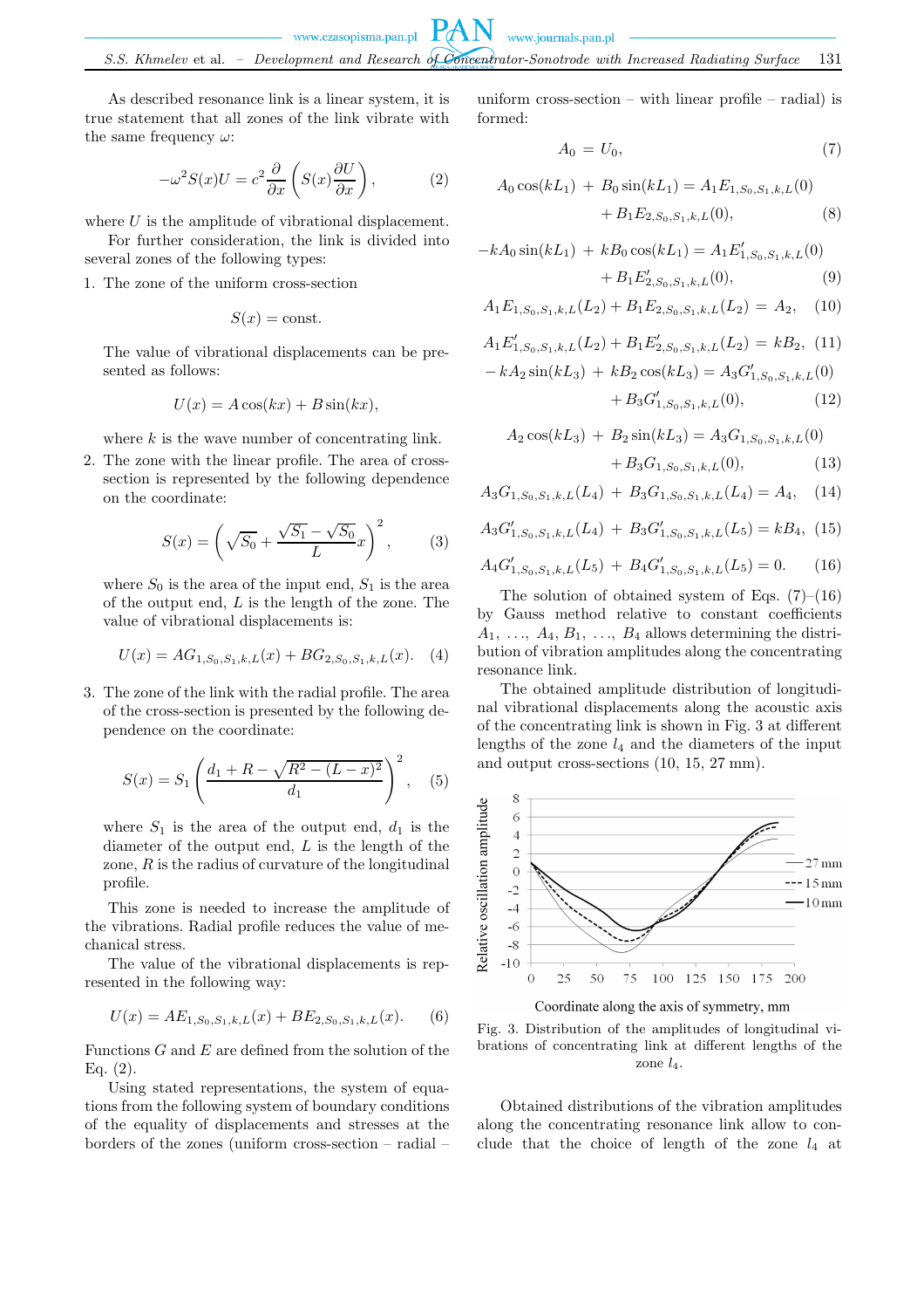As described resonance link is a linear system, it is true statement that all zones of the link vibrate with the same frequency $\omega$:

$$-\omega^2 S(x)U = c^2 \frac{\partial}{\partial x}\left(S(x)\frac{\partial U}{\partial x}\right), \tag{2}$$

where $U$ is the amplitude of vibrational displacement.

For further consideration, the link is divided into several zones of the following types:

1. The zone of the uniform cross-section

$$S(x) = \text{const}.$$

The value of vibrational displacements can be presented as follows:

$$U(x) = A\cos(kx) + B\sin(kx),$$

where $k$ is the wave number of concentrating link.

2. The zone with the linear profile. The area of cross-section is represented by the following dependence on the coordinate:

$$S(x) = \left(\sqrt{S_0} + \frac{\sqrt{S_1}-\sqrt{S_0}}{L}x\right)^2, \tag{3}$$

where $S_0$ is the area of the input end, $S_1$ is the area of the output end, $L$ is the length of the zone. The value of vibrational displacements is:

$$U(x) = AG_{1,S_0,S_1,k,L}(x) + BG_{2,S_0,S_1,k,L}(x). \tag{4}$$

3. The zone of the link with the radial profile. The area of the cross-section is presented by the following dependence on the coordinate:

$$S(x) = S_1\left(\frac{d_1 + R - \sqrt{R^2-(L-x)^2}}{d_1}\right)^2, \tag{5}$$

where $S_1$ is the area of the output end, $d_1$ is the diameter of the output end, $L$ is the length of the zone, $R$ is the radius of curvature of the longitudinal profile.

This zone is needed to increase the amplitude of the vibrations. Radial profile reduces the value of mechanical stress.

The value of the vibrational displacements is represented in the following way:

$$U(x) = AE_{1,S_0,S_1,k,L}(x) + BE_{2,S_0,S_1,k,L}(x). \tag{6}$$

Functions $G$ and $E$ are defined from the solution of the Eq. (2).

Using stated representations, the system of equations from the following system of boundary conditions of the equality of displacements and stresses at the borders of the zones (uniform cross-section – radial – uniform cross-section – with linear profile – radial) is formed:

$$A_0 = U_0, \tag{7}$$

$$A_0\cos(kL_1) + B_0\sin(kL_1) = A_1E_{1,S_0,S_1,k,L}(0) + B_1E_{2,S_0,S_1,k,L}(0), \tag{8}$$

$$-kA_0\sin(kL_1) + kB_0\cos(kL_1) = A_1E'_{1,S_0,S_1,k,L}(0) + B_1E'_{2,S_0,S_1,k,L}(0), \tag{9}$$

$$A_1E_{1,S_0,S_1,k,L}(L_2) + B_1E_{2,S_0,S_1,k,L}(L_2) = A_2, \tag{10}$$

$$A_1E'_{1,S_0,S_1,k,L}(L_2) + B_1E'_{2,S_0,S_1,k,L}(L_2) = kB_2, \tag{11}$$

$$-kA_2\sin(kL_3) + kB_2\cos(kL_3) = A_3G'_{1,S_0,S_1,k,L}(0) + B_3G'_{1,S_0,S_1,k,L}(0), \tag{12}$$

$$A_2\cos(kL_3) + B_2\sin(kL_3) = A_3G_{1,S_0,S_1,k,L}(0) + B_3G_{1,S_0,S_1,k,L}(0), \tag{13}$$

$$A_3G_{1,S_0,S_1,k,L}(L_4) + B_3G_{1,S_0,S_1,k,L}(L_4) = A_4, \tag{14}$$

$$A_3G'_{1,S_0,S_1,k,L}(L_4) + B_3G'_{1,S_0,S_1,k,L}(L_5) = kB_4, \tag{15}$$

$$A_4G'_{1,S_0,S_1,k,L}(L_5) + B_4G'_{1,S_0,S_1,k,L}(L_5) = 0. \tag{16}$$

The solution of obtained system of Eqs. (7)–(16) by Gauss method relative to constant coefficients $A_1, \ldots, A_4, B_1, \ldots, B_4$ allows determining the distribution of vibration amplitudes along the concentrating resonance link.

The obtained amplitude distribution of longitudinal vibrational displacements along the acoustic axis of the concentrating link is shown in Fig. 3 at different lengths of the zone $l_4$ and the diameters of the input and output cross-sections (10, 15, 27 mm).

Fig. 3. Distribution of the amplitudes of longitudinal vibrations of concentrating link at different lengths of the zone $l_4$.

Obtained distributions of the vibration amplitudes along the concentrating resonance link allow to conclude that the choice of length of the zone $l_4$ at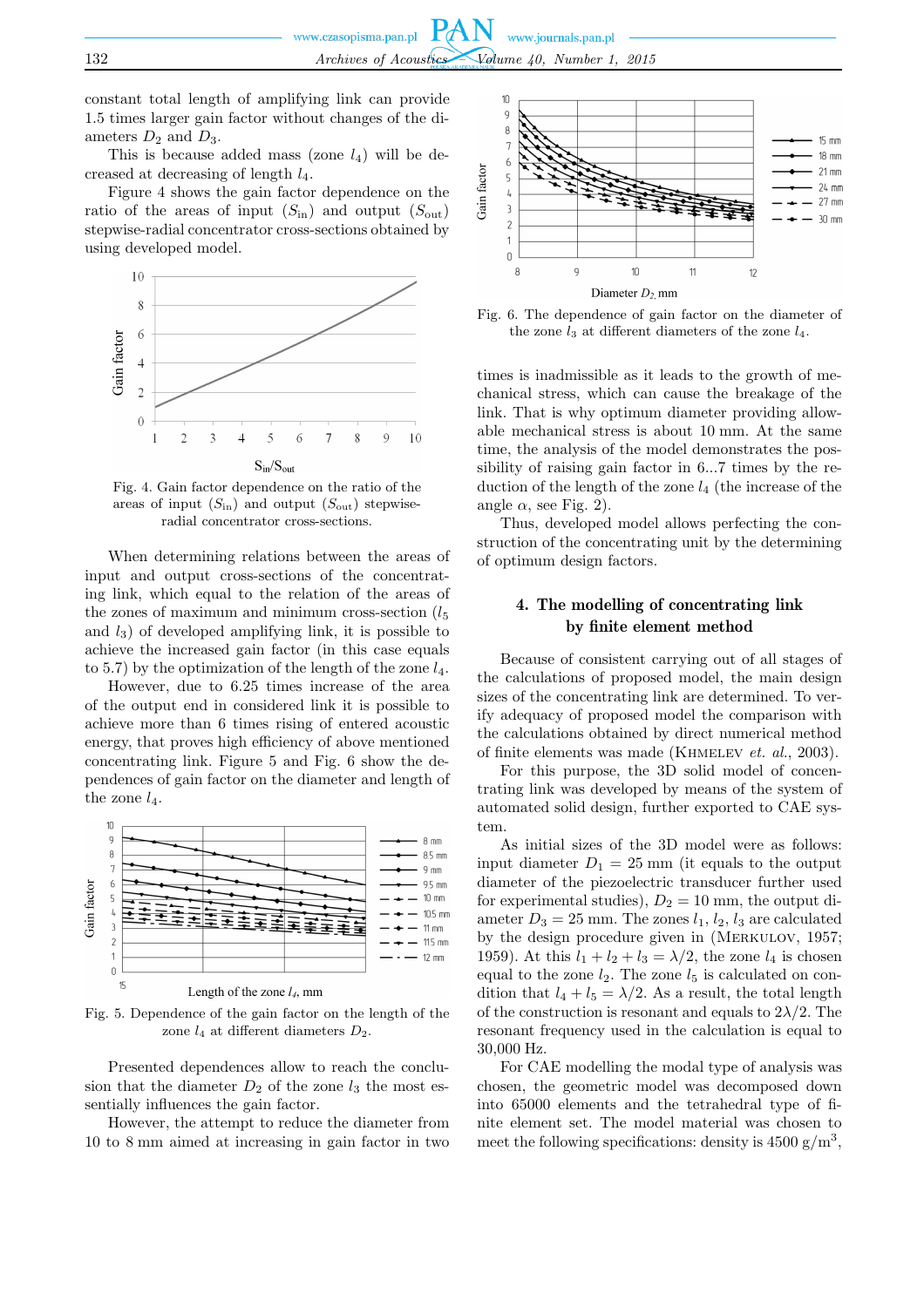constant total length of amplifying link can provide 1.5 times larger gain factor without changes of the diameters $D_2$ and $D_3$.

This is because added mass (zone $l_4$) will be decreased at decreasing of length $l_4$.

Figure 4 shows the gain factor dependence on the ratio of the areas of input ($S_{\text{in}}$) and output ($S_{\text{out}}$) stepwise-radial concentrator cross-sections obtained by using developed model.

Fig. 4. Gain factor dependence on the ratio of the areas of input ($S_{\text{in}}$) and output ($S_{\text{out}}$) stepwise-radial concentrator cross-sections.

When determining relations between the areas of input and output cross-sections of the concentrating link, which equal to the relation of the areas of the zones of maximum and minimum cross-section ($l_5$ and $l_3$) of developed amplifying link, it is possible to achieve the increased gain factor (in this case equals to 5.7) by the optimization of the length of the zone $l_4$. However, due to 6.25 times increase of the area of the output end in considered link it is possible to achieve more than 6 times rising of entered acoustic energy, that proves high efficiency of above mentioned concentrating link. Figure 5 and Fig. 6 show the dependences of gain factor on the diameter and length of the zone $l_4$.

Fig. 5. Dependence of the gain factor on the length of the zone $l_4$ at different diameters $D_2$.

Presented dependences allow to reach the conclusion that the diameter $D_2$ of the zone $l_3$ the most essentially influences the gain factor.

However, the attempt to reduce the diameter from 10 to 8 mm aimed at increasing in gain factor in two times is inadmissible as it leads to the growth of mechanical stress, which can cause the breakage of the link. That is why optimum diameter providing allowable mechanical stress is about 10 mm. At the same time, the analysis of the model demonstrates the possibility of raising gain factor in 6...7 times by the reduction of the length of the zone $l_4$ (the increase of the angle $\alpha$, see Fig. 2).

Fig. 6. The dependence of gain factor on the diameter of the zone $l_3$ at different diameters of the zone $l_4$.

Thus, developed model allows perfecting the construction of the concentrating unit by the determining of optimum design factors.

## 4. The modelling of concentrating link by finite element method

Because of consistent carrying out of all stages of the calculations of proposed model, the main design sizes of the concentrating link are determined. To verify adequacy of proposed model the comparison with the calculations obtained by direct numerical method of finite elements was made (Khmelev *et. al.*, 2003).

For this purpose, the 3D solid model of concentrating link was developed by means of the system of automated solid design, further exported to CAE system.

As initial sizes of the 3D model were as follows: input diameter $D_1 = 25$ mm (it equals to the output diameter of the piezoelectric transducer further used for experimental studies), $D_2 = 10$ mm, the output diameter $D_3 = 25$ mm. The zones $l_1$, $l_2$, $l_3$ are calculated by the design procedure given in (Merkulov, 1957; 1959). At this $l_1 + l_2 + l_3 = \lambda/2$, the zone $l_4$ is chosen equal to the zone $l_2$. The zone $l_5$ is calculated on condition that $l_4 + l_5 = \lambda/2$. As a result, the total length of the construction is resonant and equals to $2\lambda/2$. The resonant frequency used in the calculation is equal to 30,000 Hz.

For CAE modelling the modal type of analysis was chosen, the geometric model was decomposed down into 65000 elements and the tetrahedral type of finite element set. The model material was chosen to meet the following specifications: density is 4500 g/m$^3$,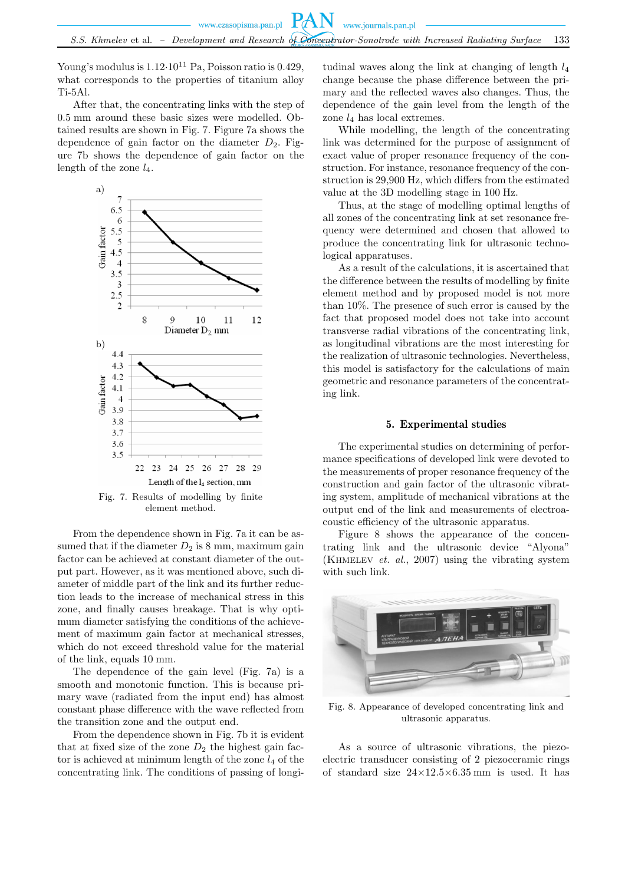Young's modulus is $1.12 \cdot 10^{11}$ Pa, Poisson ratio is 0.429, what corresponds to the properties of titanium alloy Ti-5Al.

After that, the concentrating links with the step of 0.5 mm around these basic sizes were modelled. Obtained results are shown in Fig. 7. Figure 7a shows the dependence of gain factor on the diameter $D_2$. Figure 7b shows the dependence of gain factor on the length of the zone $l_4$.

Fig. 7. Results of modelling by finite element method.

From the dependence shown in Fig. 7a it can be assumed that if the diameter $D_2$ is 8 mm, maximum gain factor can be achieved at constant diameter of the output part. However, as it was mentioned above, such diameter of middle part of the link and its further reduction leads to the increase of mechanical stress in this zone, and finally causes breakage. That is why optimum diameter satisfying the conditions of the achievement of maximum gain factor at mechanical stresses, which do not exceed threshold value for the material of the link, equals 10 mm.

The dependence of the gain level (Fig. 7a) is a smooth and monotonic function. This is because primary wave (radiated from the input end) has almost constant phase difference with the wave reflected from the transition zone and the output end.

From the dependence shown in Fig. 7b it is evident that at fixed size of the zone $D_2$ the highest gain factor is achieved at minimum length of the zone $l_4$ of the concentrating link. The conditions of passing of longitudinal waves along the link at changing of length $l_4$ change because the phase difference between the primary and the reflected waves also changes. Thus, the dependence of the gain level from the length of the zone $l_4$ has local extremes.

While modelling, the length of the concentrating link was determined for the purpose of assignment of exact value of proper resonance frequency of the construction. For instance, resonance frequency of the construction is 29,900 Hz, which differs from the estimated value at the 3D modelling stage in 100 Hz.

Thus, at the stage of modelling optimal lengths of all zones of the concentrating link at set resonance frequency were determined and chosen that allowed to produce the concentrating link for ultrasonic technological apparatuses.

As a result of the calculations, it is ascertained that the difference between the results of modelling by finite element method and by proposed model is not more than 10%. The presence of such error is caused by the fact that proposed model does not take into account transverse radial vibrations of the concentrating link, as longitudinal vibrations are the most interesting for the realization of ultrasonic technologies. Nevertheless, this model is satisfactory for the calculations of main geometric and resonance parameters of the concentrating link.

## 5. Experimental studies

The experimental studies on determining of performance specifications of developed link were devoted to the measurements of proper resonance frequency of the construction and gain factor of the ultrasonic vibrating system, amplitude of mechanical vibrations at the output end of the link and measurements of electroacoustic efficiency of the ultrasonic apparatus.

Figure 8 shows the appearance of the concentrating link and the ultrasonic device "Alyona" (Khmelev *et. al.*, 2007) using the vibrating system with such link.

Fig. 8. Appearance of developed concentrating link and ultrasonic apparatus.

As a source of ultrasonic vibrations, the piezoelectric transducer consisting of 2 piezoceramic rings of standard size 24×12.5×6.35 mm is used. It has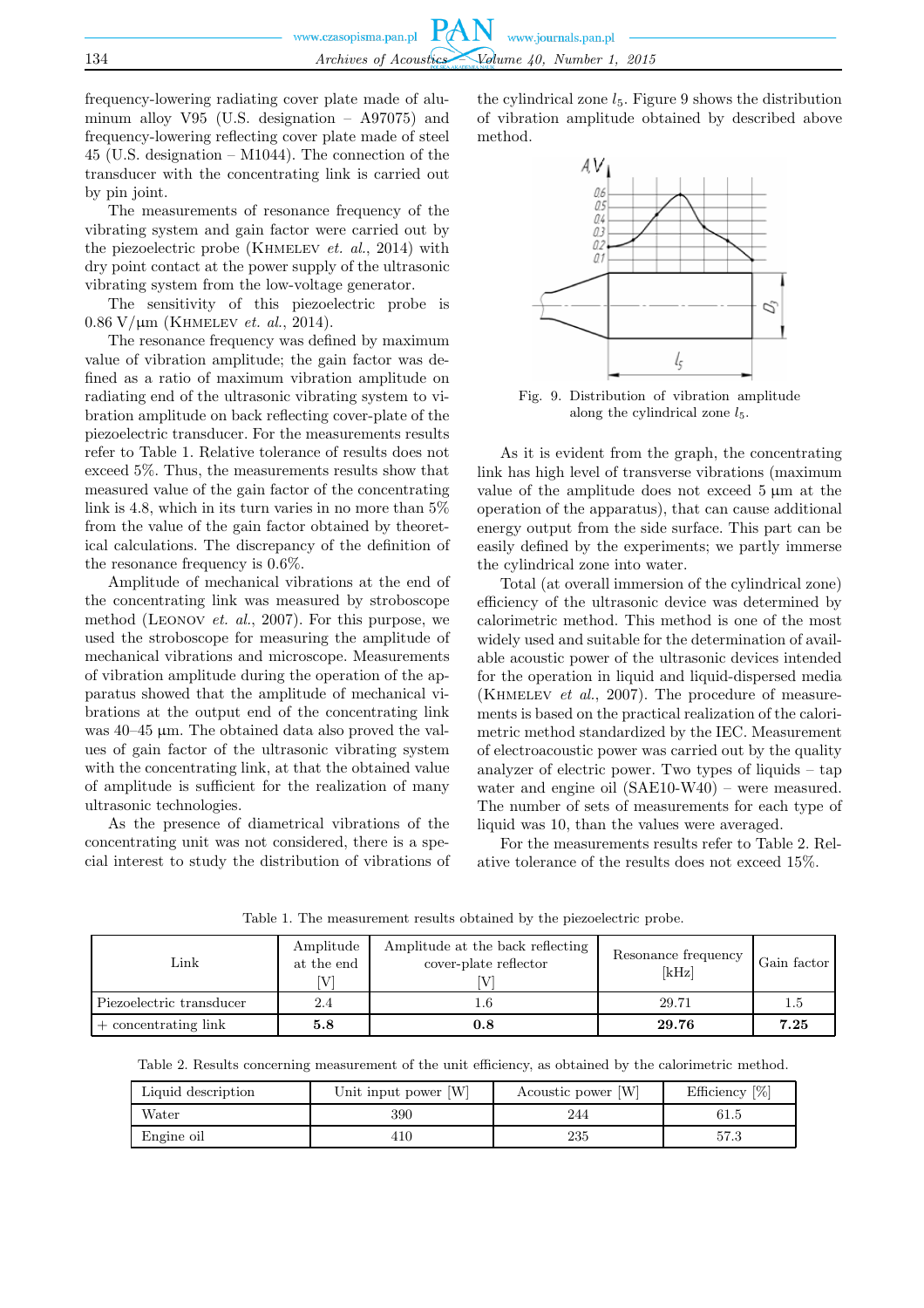frequency-lowering radiating cover plate made of aluminum alloy V95 (U.S. designation – A97075) and frequency-lowering reflecting cover plate made of steel 45 (U.S. designation – M1044). The connection of the transducer with the concentrating link is carried out by pin joint.

The measurements of resonance frequency of the vibrating system and gain factor were carried out by the piezoelectric probe (Khmelev *et. al.*, 2014) with dry point contact at the power supply of the ultrasonic vibrating system from the low-voltage generator.

The sensitivity of this piezoelectric probe is 0.86 V/µm (Khmelev *et. al.*, 2014).

The resonance frequency was defined by maximum value of vibration amplitude; the gain factor was defined as a ratio of maximum vibration amplitude on radiating end of the ultrasonic vibrating system to vibration amplitude on back reflecting cover-plate of the piezoelectric transducer. For the measurements results refer to Table 1. Relative tolerance of results does not exceed 5%. Thus, the measurements results show that measured value of the gain factor of the concentrating link is 4.8, which in its turn varies in no more than 5% from the value of the gain factor obtained by theoretical calculations. The discrepancy of the definition of the resonance frequency is 0.6%.

Amplitude of mechanical vibrations at the end of the concentrating link was measured by stroboscope method (Leonov *et. al.*, 2007). For this purpose, we used the stroboscope for measuring the amplitude of mechanical vibrations and microscope. Measurements of vibration amplitude during the operation of the apparatus showed that the amplitude of mechanical vibrations at the output end of the concentrating link was 40–45 µm. The obtained data also proved the values of gain factor of the ultrasonic vibrating system with the concentrating link, at that the obtained value of amplitude is sufficient for the realization of many ultrasonic technologies.

As the presence of diametrical vibrations of the concentrating unit was not considered, there is a special interest to study the distribution of vibrations of the cylindrical zone $l_5$. Figure 9 shows the distribution of vibration amplitude obtained by described above method.

Fig. 9. Distribution of vibration amplitude along the cylindrical zone $l_5$.

As it is evident from the graph, the concentrating link has high level of transverse vibrations (maximum value of the amplitude does not exceed 5 µm at the operation of the apparatus), that can cause additional energy output from the side surface. This part can be easily defined by the experiments; we partly immerse the cylindrical zone into water.

Total (at overall immersion of the cylindrical zone) efficiency of the ultrasonic device was determined by calorimetric method. This method is one of the most widely used and suitable for the determination of available acoustic power of the ultrasonic devices intended for the operation in liquid and liquid-dispersed media (Khmelev *et al.*, 2007). The procedure of measurements is based on the practical realization of the calorimetric method standardized by the IEC. Measurement of electroacoustic power was carried out by the quality analyzer of electric power. Two types of liquids – tap water and engine oil (SAE10-W40) – were measured. The number of sets of measurements for each type of liquid was 10, than the values were averaged.

For the measurements results refer to Table 2. Relative tolerance of the results does not exceed 15%.

Table 1. The measurement results obtained by the piezoelectric probe.

| Link | Amplitude at the end [V] | Amplitude at the back reflecting cover-plate reflector [V] | Resonance frequency [kHz] | Gain factor |
|---|---|---|---|---|
| Piezoelectric transducer | 2.4 | 1.6 | 29.71 | 1.5 |
| + concentrating link | **5.8** | **0.8** | **29.76** | **7.25** |

Table 2. Results concerning measurement of the unit efficiency, as obtained by the calorimetric method.

| Liquid description | Unit input power [W] | Acoustic power [W] | Efficiency [%] |
|---|---|---|---|
| Water | 390 | 244 | 61.5 |
| Engine oil | 410 | 235 | 57.3 |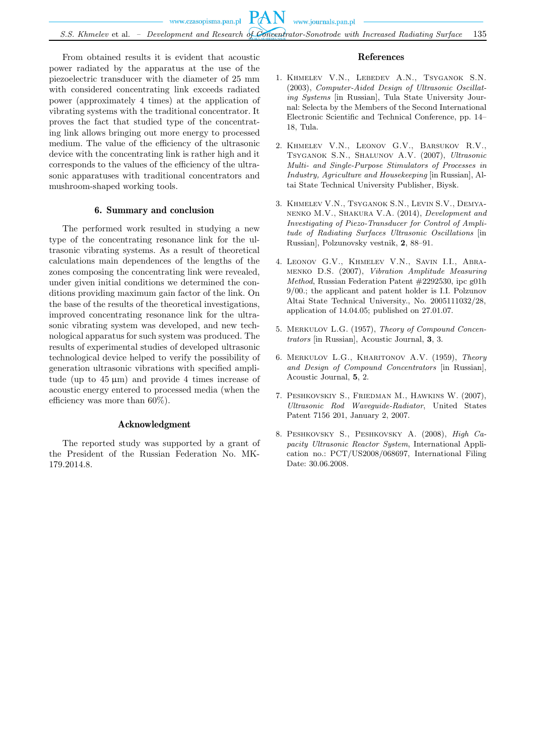From obtained results it is evident that acoustic power radiated by the apparatus at the use of the piezoelectric transducer with the diameter of 25 mm with considered concentrating link exceeds radiated power (approximately 4 times) at the application of vibrating systems with the traditional concentrator. It proves the fact that studied type of the concentrating link allows bringing out more energy to processed medium. The value of the efficiency of the ultrasonic device with the concentrating link is rather high and it corresponds to the values of the efficiency of the ultrasonic apparatuses with traditional concentrators and mushroom-shaped working tools.

## 6. Summary and conclusion

The performed work resulted in studying a new type of the concentrating resonance link for the ultrasonic vibrating systems. As a result of theoretical calculations main dependences of the lengths of the zones composing the concentrating link were revealed, under given initial conditions we determined the conditions providing maximum gain factor of the link. On the base of the results of the theoretical investigations, improved concentrating resonance link for the ultrasonic vibrating system was developed, and new technological apparatus for such system was produced. The results of experimental studies of developed ultrasonic technological device helped to verify the possibility of generation ultrasonic vibrations with specified amplitude (up to 45 μm) and provide 4 times increase of acoustic energy entered to processed media (when the efficiency was more than 60%).

## Acknowledgment

The reported study was supported by a grant of the President of the Russian Federation No. MK-179.2014.8.

## References

1. Khmelev V.N., Lebedev A.N., Tsyganok S.N. (2003), *Computer-Aided Design of Ultrasonic Oscillating Systems* [in Russian], Tula State University Journal: Selecta by the Members of the Second International Electronic Scientific and Technical Conference, pp. 14–18, Tula.

2. Khmelev V.N., Leonov G.V., Barsukov R.V., Tsyganok S.N., Shalunov A.V. (2007), *Ultrasonic Multi- and Single-Purpose Stimulators of Processes in Industry, Agriculture and Housekeeping* [in Russian], Altai State Technical University Publisher, Biysk.

3. Khmelev V.N., Tsyganok S.N., Levin S.V., Demyanenko M.V., Shakura V.A. (2014), *Development and Investigating of Piezo-Transducer for Control of Amplitude of Radiating Surfaces Ultrasonic Oscillations* [in Russian], Polzunovsky vestnik, **2**, 88–91.

4. Leonov G.V., Khmelev V.N., Savin I.I., Abramenko D.S. (2007), *Vibration Amplitude Measuring Method*, Russian Federation Patent #2292530, ipc g01h 9/00.; the applicant and patent holder is I.I. Polzunov Altai State Technical University., No. 2005111032/28, application of 14.04.05; published on 27.01.07.

5. Merkulov L.G. (1957), *Theory of Compound Concentrators* [in Russian], Acoustic Journal, **3**, 3.

6. Merkulov L.G., Kharitonov A.V. (1959), *Theory and Design of Compound Concentrators* [in Russian], Acoustic Journal, **5**, 2.

7. Peshkovskiy S., Friedman M., Hawkins W. (2007), *Ultrasonic Rod Waveguide-Radiator*, United States Patent 7156 201, January 2, 2007.

8. Peshkovsky S., Peshkovsky A. (2008), *High Capacity Ultrasonic Reactor System*, International Application no.: PCT/US2008/068697, International Filing Date: 30.06.2008.